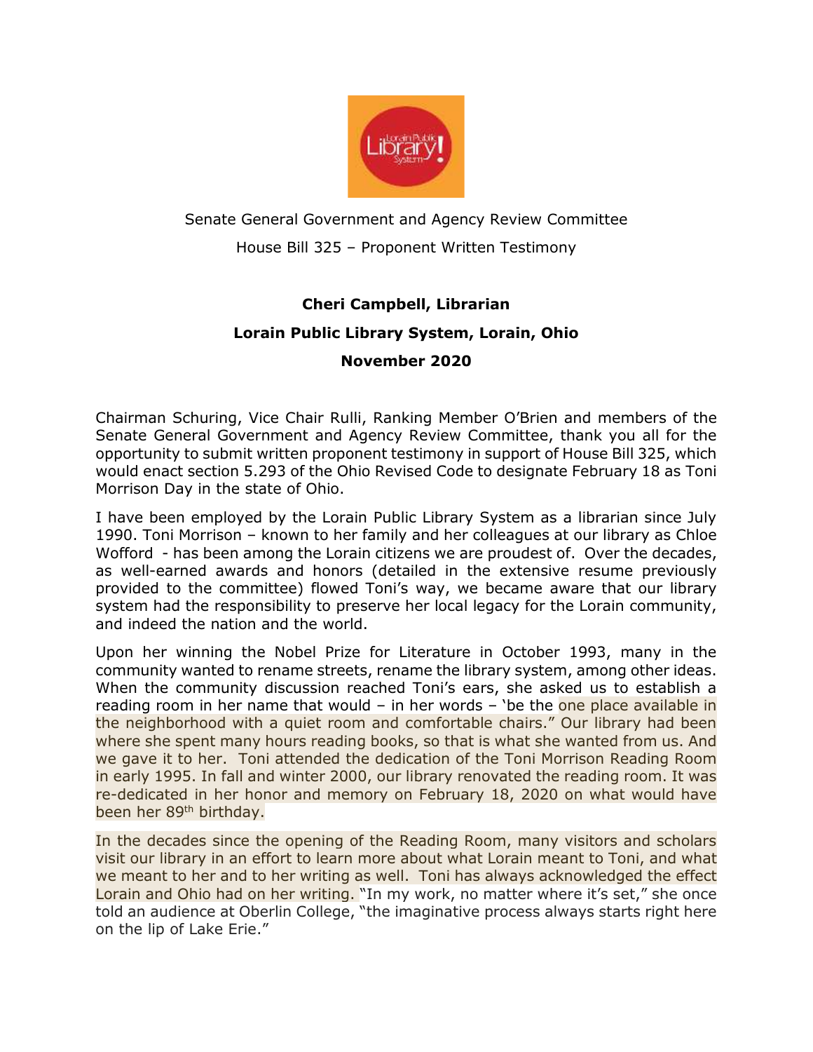Senate General Government and Agency Review Committee

House Bill 325 – Proponent Written Testimony

**Cheri Campbell, Librarian**

**Lorain Public Library System, Lorain, Ohio**

**November 2020**

Chairman Schuring, Vice Chair Rulli, Ranking Member O'Brien and members of the Senate General Government and Agency Review Committee, thank you all for the opportunity to submit written proponent testimony in support of House Bill 325, which would enact section 5.293 of the Ohio Revised Code to designate February 18 as Toni Morrison Day in the state of Ohio.

I have been employed by the Lorain Public Library System as a librarian since July 1990. Toni Morrison – known to her family and her colleagues at our library as Chloe Wofford - has been among the Lorain citizens we are proudest of. Over the decades, as well-earned awards and honors (detailed in the extensive resume previously provided to the committee) flowed Toni's way, we became aware that our library system had the responsibility to preserve her local legacy for the Lorain community, and indeed the nation and the world.

Upon her winning the Nobel Prize for Literature in October 1993, many in the community wanted to rename streets, rename the library system, among other ideas. When the community discussion reached Toni's ears, she asked us to establish a reading room in her name that would – in her words – 'be the one place available in the neighborhood with a quiet room and comfortable chairs." Our library had been where she spent many hours reading books, so that is what she wanted from us. And we gave it to her. Toni attended the dedication of the Toni Morrison Reading Room in early 1995. In fall and winter 2000, our library renovated the reading room. It was re-dedicated in her honor and memory on February 18, 2020 on what would have been her 89th birthday.

In the decades since the opening of the Reading Room, many visitors and scholars visit our library in an effort to learn more about what Lorain meant to Toni, and what we meant to her and to her writing as well. Toni has always acknowledged the effect Lorain and Ohio had on her writing. "In my work, no matter where it's set," she once told an audience at Oberlin College, "the imaginative process always starts right here on the lip of Lake Erie."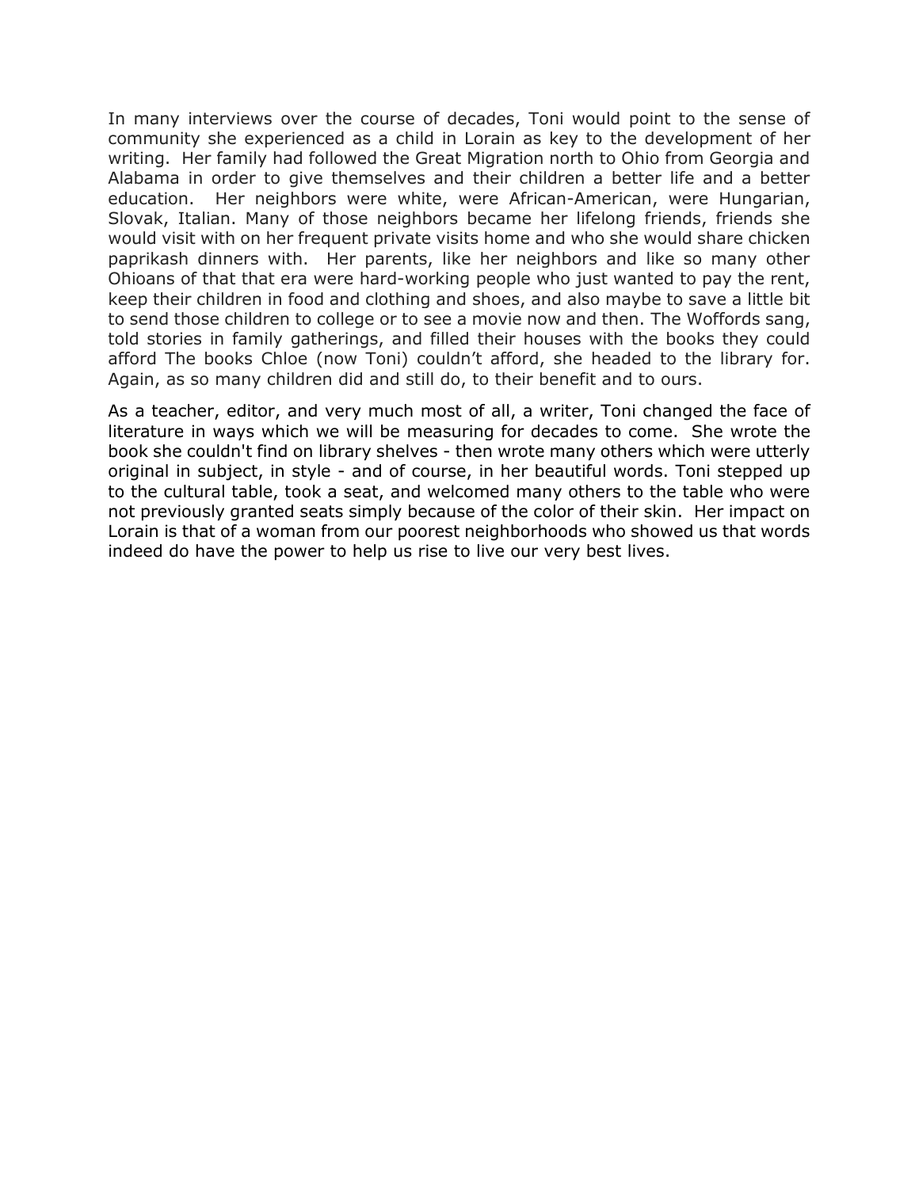In many interviews over the course of decades, Toni would point to the sense of community she experienced as a child in Lorain as key to the development of her writing.  Her family had followed the Great Migration north to Ohio from Georgia and Alabama in order to give themselves and their children a better life and a better education.  Her neighbors were white, were African-American, were Hungarian, Slovak, Italian. Many of those neighbors became her lifelong friends, friends she would visit with on her frequent private visits home and who she would share chicken paprikash dinners with.  Her parents, like her neighbors and like so many other Ohioans of that that era were hard-working people who just wanted to pay the rent, keep their children in food and clothing and shoes, and also maybe to save a little bit to send those children to college or to see a movie now and then. The Woffords sang, told stories in family gatherings, and filled their houses with the books they could afford The books Chloe (now Toni) couldn't afford, she headed to the library for. Again, as so many children did and still do, to their benefit and to ours.

As a teacher, editor, and very much most of all, a writer, Toni changed the face of literature in ways which we will be measuring for decades to come.  She wrote the book she couldn't find on library shelves - then wrote many others which were utterly original in subject, in style - and of course, in her beautiful words. Toni stepped up to the cultural table, took a seat, and welcomed many others to the table who were not previously granted seats simply because of the color of their skin.  Her impact on Lorain is that of a woman from our poorest neighborhoods who showed us that words indeed do have the power to help us rise to live our very best lives.